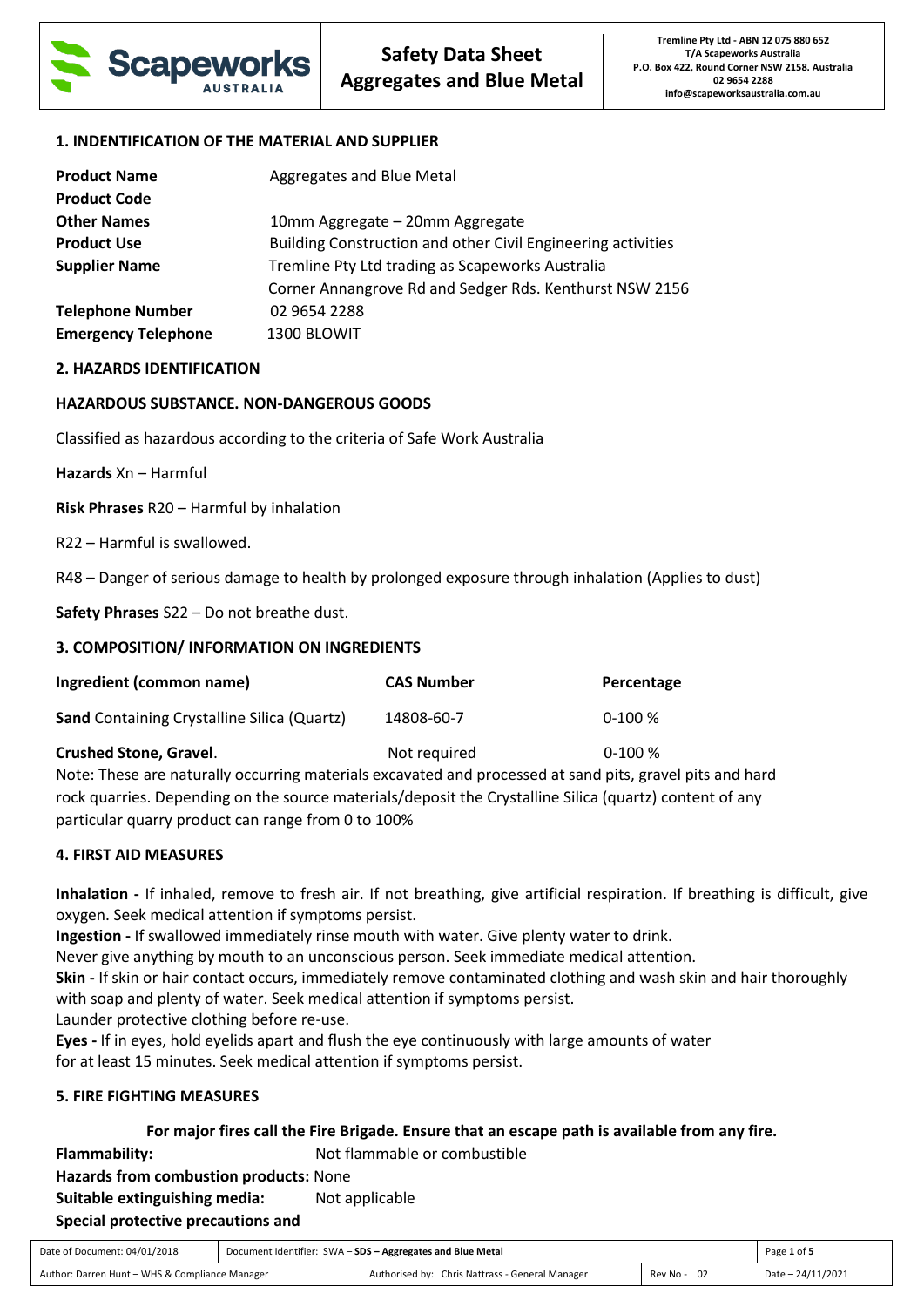# Safety Data Sheet Aggregates and Blue Metal

**Tremline Pty Ltd - ABN 12 075 880 652**
**T/A Scapeworks Australia**
**P.O. Box 422, Round Corner NSW 2158. Australia**
**02 9654 2288**
**info@scapeworksaustralia.com.au**

## 1. INDENTIFICATION OF THE MATERIAL AND SUPPLIER

| | |
|---|---|
| **Product Name** | Aggregates and Blue Metal |
| **Product Code** | |
| **Other Names** | 10mm Aggregate – 20mm Aggregate |
| **Product Use** | Building Construction and other Civil Engineering activities |
| **Supplier Name** | Tremline Pty Ltd trading as Scapeworks Australia<br>Corner Annangrove Rd and Sedger Rds. Kenthurst NSW 2156 |
| **Telephone Number** | 02 9654 2288 |
| **Emergency Telephone** | 1300 BLOWIT |

## 2. HAZARDS IDENTIFICATION

**HAZARDOUS SUBSTANCE. NON-DANGEROUS GOODS**

Classified as hazardous according to the criteria of Safe Work Australia

**Hazards** Xn – Harmful

**Risk Phrases** R20 – Harmful by inhalation

R22 – Harmful is swallowed.

R48 – Danger of serious damage to health by prolonged exposure through inhalation (Applies to dust)

**Safety Phrases** S22 – Do not breathe dust.

## 3. COMPOSITION/ INFORMATION ON INGREDIENTS

| Ingredient (common name) | CAS Number | Percentage |
|---|---|---|
| **Sand** Containing Crystalline Silica (Quartz) | 14808-60-7 | 0-100 % |
| **Crushed Stone, Gravel**. | Not required | 0-100 % |

Note: These are naturally occurring materials excavated and processed at sand pits, gravel pits and hard rock quarries. Depending on the source materials/deposit the Crystalline Silica (quartz) content of any particular quarry product can range from 0 to 100%

## 4. FIRST AID MEASURES

**Inhalation -** If inhaled, remove to fresh air. If not breathing, give artificial respiration. If breathing is difficult, give oxygen. Seek medical attention if symptoms persist.

**Ingestion -** If swallowed immediately rinse mouth with water. Give plenty water to drink.
Never give anything by mouth to an unconscious person. Seek immediate medical attention.

**Skin -** If skin or hair contact occurs, immediately remove contaminated clothing and wash skin and hair thoroughly with soap and plenty of water. Seek medical attention if symptoms persist.
Launder protective clothing before re-use.

**Eyes -** If in eyes, hold eyelids apart and flush the eye continuously with large amounts of water for at least 15 minutes. Seek medical attention if symptoms persist.

## 5. FIRE FIGHTING MEASURES

**For major fires call the Fire Brigade. Ensure that an escape path is available from any fire.**

**Flammability:** Not flammable or combustible

**Hazards from combustion products:** None

**Suitable extinguishing media:** Not applicable

**Special protective precautions and**

| | | | |
|---|---|---|---|
| Date of Document: 04/01/2018 | Document Identifier: SWA – **SDS – Aggregates and Blue Metal** | | |
| Author: Darren Hunt – WHS & Compliance Manager | Authorised by: Chris Nattrass - General Manager | Rev No - 02 | Date – 24/11/2021 |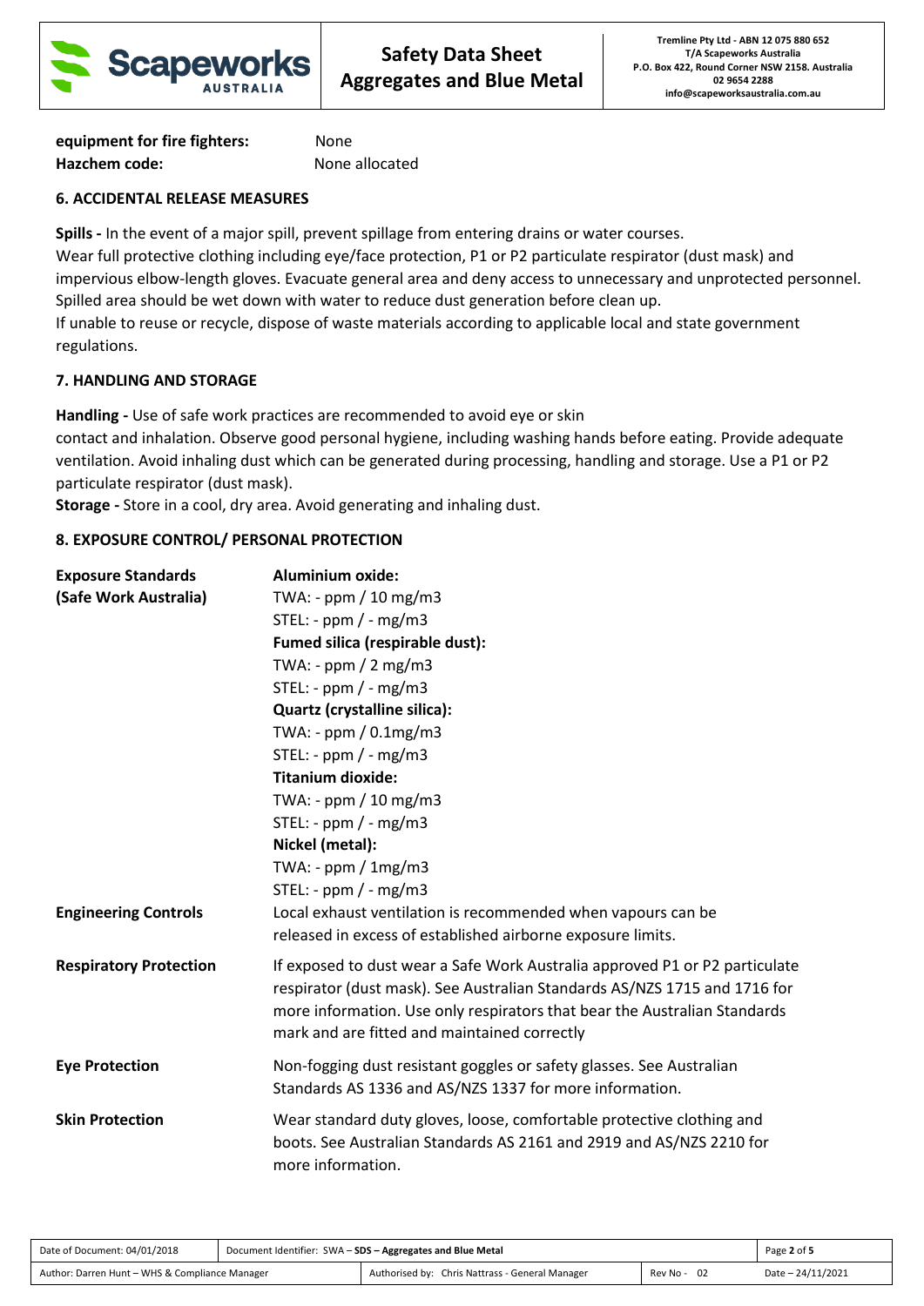**equipment for fire fighters:** None
**Hazchem code:** None allocated

## 6. ACCIDENTAL RELEASE MEASURES

**Spills -** In the event of a major spill, prevent spillage from entering drains or water courses.
Wear full protective clothing including eye/face protection, P1 or P2 particulate respirator (dust mask) and impervious elbow-length gloves. Evacuate general area and deny access to unnecessary and unprotected personnel. Spilled area should be wet down with water to reduce dust generation before clean up.
If unable to reuse or recycle, dispose of waste materials according to applicable local and state government regulations.

## 7. HANDLING AND STORAGE

**Handling -** Use of safe work practices are recommended to avoid eye or skin contact and inhalation. Observe good personal hygiene, including washing hands before eating. Provide adequate ventilation. Avoid inhaling dust which can be generated during processing, handling and storage. Use a P1 or P2 particulate respirator (dust mask).
**Storage -** Store in a cool, dry area. Avoid generating and inhaling dust.

## 8. EXPOSURE CONTROL/ PERSONAL PROTECTION

**Exposure Standards (Safe Work Australia)**

**Aluminium oxide:**
TWA: - ppm / 10 mg/m3
STEL: - ppm / - mg/m3

**Fumed silica (respirable dust):**
TWA: - ppm / 2 mg/m3
STEL: - ppm / - mg/m3

**Quartz (crystalline silica):**
TWA: - ppm / 0.1mg/m3
STEL: - ppm / - mg/m3

**Titanium dioxide:**
TWA: - ppm / 10 mg/m3
STEL: - ppm / - mg/m3

**Nickel (metal):**
TWA: - ppm / 1mg/m3
STEL: - ppm / - mg/m3

**Engineering Controls**
Local exhaust ventilation is recommended when vapours can be released in excess of established airborne exposure limits.

**Respiratory Protection**
If exposed to dust wear a Safe Work Australia approved P1 or P2 particulate respirator (dust mask). See Australian Standards AS/NZS 1715 and 1716 for more information. Use only respirators that bear the Australian Standards mark and are fitted and maintained correctly

**Eye Protection**
Non-fogging dust resistant goggles or safety glasses. See Australian Standards AS 1336 and AS/NZS 1337 for more information.

**Skin Protection**
Wear standard duty gloves, loose, comfortable protective clothing and boots. See Australian Standards AS 2161 and 2919 and AS/NZS 2210 for more information.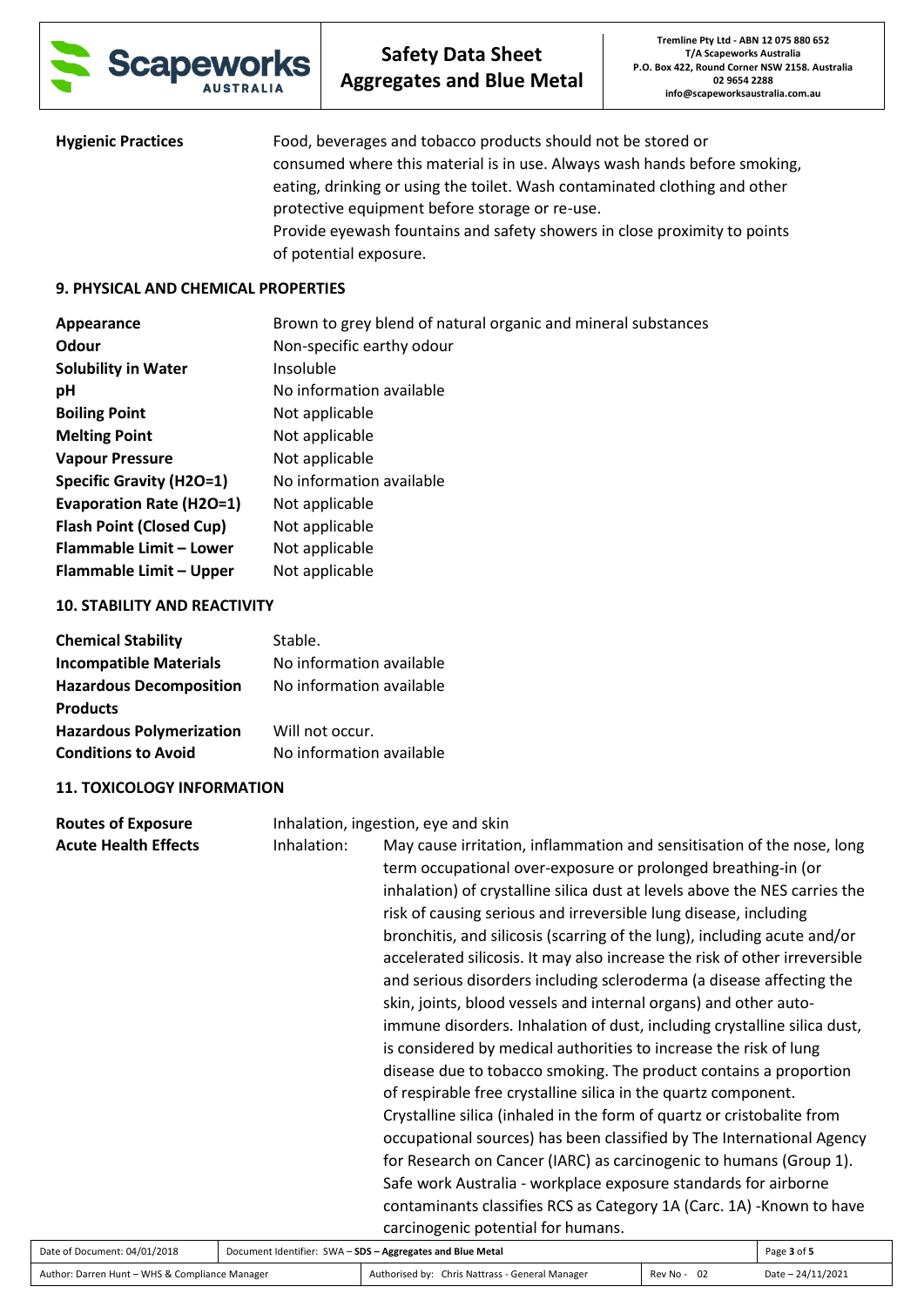**Hygienic Practices** Food, beverages and tobacco products should not be stored or consumed where this material is in use. Always wash hands before smoking, eating, drinking or using the toilet. Wash contaminated clothing and other protective equipment before storage or re-use.
Provide eyewash fountains and safety showers in close proximity to points of potential exposure.

## 9. PHYSICAL AND CHEMICAL PROPERTIES

| | |
|---|---|
| **Appearance** | Brown to grey blend of natural organic and mineral substances |
| **Odour** | Non-specific earthy odour |
| **Solubility in Water** | Insoluble |
| **pH** | No information available |
| **Boiling Point** | Not applicable |
| **Melting Point** | Not applicable |
| **Vapour Pressure** | Not applicable |
| **Specific Gravity (H2O=1)** | No information available |
| **Evaporation Rate (H2O=1)** | Not applicable |
| **Flash Point (Closed Cup)** | Not applicable |
| **Flammable Limit – Lower** | Not applicable |
| **Flammable Limit – Upper** | Not applicable |

## 10. STABILITY AND REACTIVITY

| | |
|---|---|
| **Chemical Stability** | Stable. |
| **Incompatible Materials** | No information available |
| **Hazardous Decomposition Products** | No information available |
| **Hazardous Polymerization** | Will not occur. |
| **Conditions to Avoid** | No information available |

## 11. TOXICOLOGY INFORMATION

**Routes of Exposure** Inhalation, ingestion, eye and skin

**Acute Health Effects**

Inhalation: May cause irritation, inflammation and sensitisation of the nose, long term occupational over-exposure or prolonged breathing-in (or inhalation) of crystalline silica dust at levels above the NES carries the risk of causing serious and irreversible lung disease, including bronchitis, and silicosis (scarring of the lung), including acute and/or accelerated silicosis. It may also increase the risk of other irreversible and serious disorders including scleroderma (a disease affecting the skin, joints, blood vessels and internal organs) and other auto-immune disorders. Inhalation of dust, including crystalline silica dust, is considered by medical authorities to increase the risk of lung disease due to tobacco smoking. The product contains a proportion of respirable free crystalline silica in the quartz component. Crystalline silica (inhaled in the form of quartz or cristobalite from occupational sources) has been classified by The International Agency for Research on Cancer (IARC) as carcinogenic to humans (Group 1). Safe work Australia - workplace exposure standards for airborne contaminants classifies RCS as Category 1A (Carc. 1A) -Known to have carcinogenic potential for humans.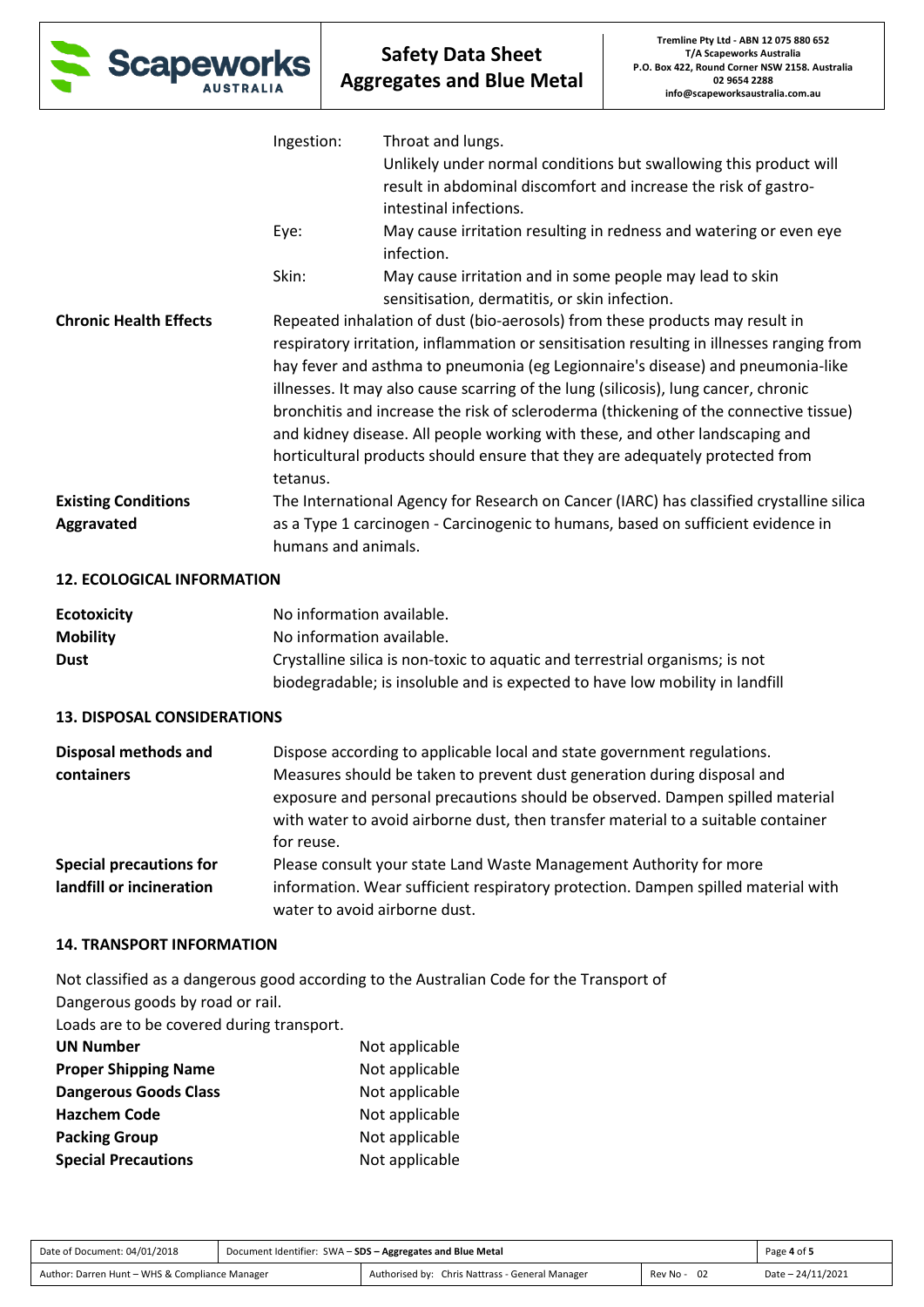| | | |
|---|---|---|
| | Ingestion: | Throat and lungs.<br>Unlikely under normal conditions but swallowing this product will result in abdominal discomfort and increase the risk of gastro-intestinal infections. |
| | Eye: | May cause irritation resulting in redness and watering or even eye infection. |
| | Skin: | May cause irritation and in some people may lead to skin sensitisation, dermatitis, or skin infection. |

| | |
|---|---|
| **Chronic Health Effects** | Repeated inhalation of dust (bio-aerosols) from these products may result in respiratory irritation, inflammation or sensitisation resulting in illnesses ranging from hay fever and asthma to pneumonia (eg Legionnaire's disease) and pneumonia-like illnesses. It may also cause scarring of the lung (silicosis), lung cancer, chronic bronchitis and increase the risk of scleroderma (thickening of the connective tissue) and kidney disease. All people working with these, and other landscaping and horticultural products should ensure that they are adequately protected from tetanus. |
| **Existing Conditions Aggravated** | The International Agency for Research on Cancer (IARC) has classified crystalline silica as a Type 1 carcinogen - Carcinogenic to humans, based on sufficient evidence in humans and animals. |

## 12. ECOLOGICAL INFORMATION

| | |
|---|---|
| **Ecotoxicity** | No information available. |
| **Mobility** | No information available. |
| **Dust** | Crystalline silica is non-toxic to aquatic and terrestrial organisms; is not biodegradable; is insoluble and is expected to have low mobility in landfill |

## 13. DISPOSAL CONSIDERATIONS

| | |
|---|---|
| **Disposal methods and containers** | Dispose according to applicable local and state government regulations. Measures should be taken to prevent dust generation during disposal and exposure and personal precautions should be observed. Dampen spilled material with water to avoid airborne dust, then transfer material to a suitable container for reuse. |
| **Special precautions for landfill or incineration** | Please consult your state Land Waste Management Authority for more information. Wear sufficient respiratory protection. Dampen spilled material with water to avoid airborne dust. |

## 14. TRANSPORT INFORMATION

Not classified as a dangerous good according to the Australian Code for the Transport of Dangerous goods by road or rail.

Loads are to be covered during transport.

| | |
|---|---|
| **UN Number** | Not applicable |
| **Proper Shipping Name** | Not applicable |
| **Dangerous Goods Class** | Not applicable |
| **Hazchem Code** | Not applicable |
| **Packing Group** | Not applicable |
| **Special Precautions** | Not applicable |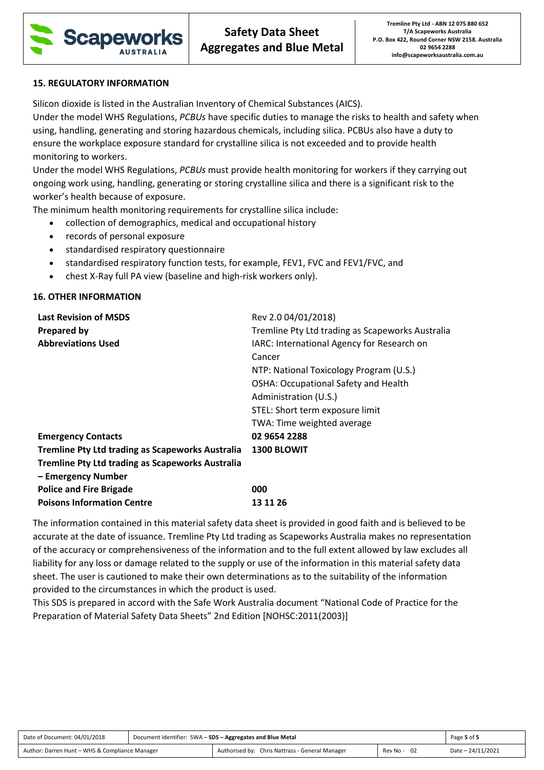## 15. REGULATORY INFORMATION

Silicon dioxide is listed in the Australian Inventory of Chemical Substances (AICS).

Under the model WHS Regulations, *PCBUs* have specific duties to manage the risks to health and safety when using, handling, generating and storing hazardous chemicals, including silica. PCBUs also have a duty to ensure the workplace exposure standard for crystalline silica is not exceeded and to provide health monitoring to workers.

Under the model WHS Regulations, *PCBUs* must provide health monitoring for workers if they carrying out ongoing work using, handling, generating or storing crystalline silica and there is a significant risk to the worker's health because of exposure.

The minimum health monitoring requirements for crystalline silica include:

- collection of demographics, medical and occupational history
- records of personal exposure
- standardised respiratory questionnaire
- standardised respiratory function tests, for example, FEV1, FVC and FEV1/FVC, and
- chest X-Ray full PA view (baseline and high-risk workers only).

## 16. OTHER INFORMATION

| | |
|---|---|
| **Last Revision of MSDS** | Rev 2.0 04/01/2018) |
| **Prepared by** | Tremline Pty Ltd trading as Scapeworks Australia |
| **Abbreviations Used** | IARC: International Agency for Research on Cancer<br>NTP: National Toxicology Program (U.S.)<br>OSHA: Occupational Safety and Health Administration (U.S.)<br>STEL: Short term exposure limit<br>TWA: Time weighted average |
| **Emergency Contacts** | **02 9654 2288** |
| **Tremline Pty Ltd trading as Scapeworks Australia** | **1300 BLOWIT** |
| **Tremline Pty Ltd trading as Scapeworks Australia – Emergency Number** | |
| **Police and Fire Brigade** | **000** |
| **Poisons Information Centre** | **13 11 26** |

The information contained in this material safety data sheet is provided in good faith and is believed to be accurate at the date of issuance. Tremline Pty Ltd trading as Scapeworks Australia makes no representation of the accuracy or comprehensiveness of the information and to the full extent allowed by law excludes all liability for any loss or damage related to the supply or use of the information in this material safety data sheet. The user is cautioned to make their own determinations as to the suitability of the information provided to the circumstances in which the product is used.

This SDS is prepared in accord with the Safe Work Australia document "National Code of Practice for the Preparation of Material Safety Data Sheets" 2nd Edition [NOHSC:2011(2003)]